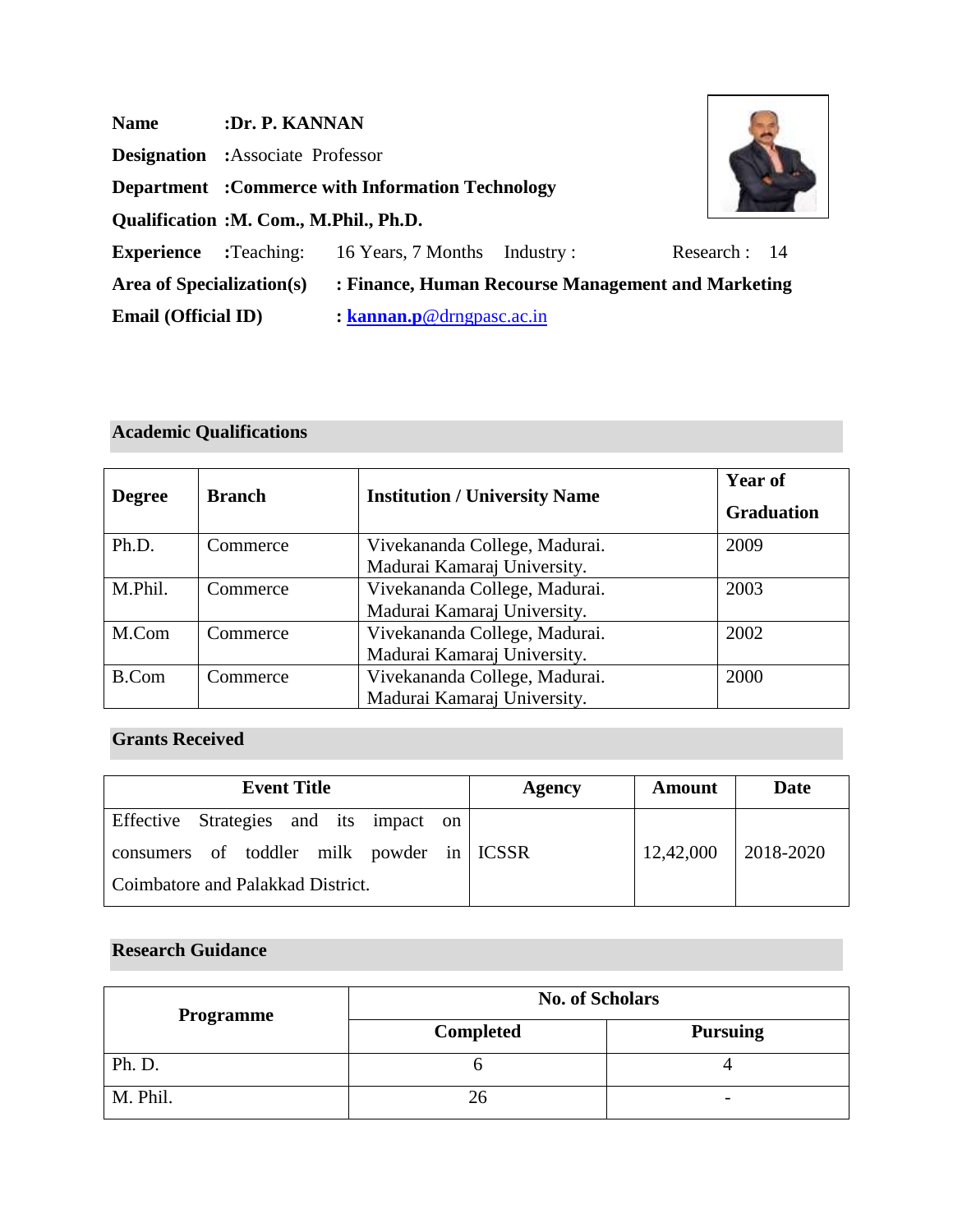**Name** :**Dr. P. KANNAN**

**Designation** :Associate Professor

**Department** :**Commerce with Information Technology**

**Qualification** :**M. Com., M.Phil., Ph.D.**

**Experience** :Teaching: 16 Years, 7 Months Industry : Research : 14

**Area of Specialization(s)** : **Finance, Human Recourse Management and Marketing**

**Email (Official ID)** : **kannan.p**@drngpasc.ac.in

## Academic Qualifications

| **Degree** | **Branch** | **Institution / University Name** | **Year of Graduation** |
|---|---|---|---|
| Ph.D. | Commerce | Vivekananda College, Madurai. Madurai Kamaraj University. | 2009 |
| M.Phil. | Commerce | Vivekananda College, Madurai. Madurai Kamaraj University. | 2003 |
| M.Com | Commerce | Vivekananda College, Madurai. Madurai Kamaraj University. | 2002 |
| B.Com | Commerce | Vivekananda College, Madurai. Madurai Kamaraj University. | 2000 |

## Grants Received

| **Event Title** | **Agency** | **Amount** | **Date** |
|---|---|---|---|
| Effective Strategies and its impact on consumers of toddler milk powder in Coimbatore and Palakkad District. | ICSSR | 12,42,000 | 2018-2020 |

## Research Guidance

| **Programme** | **No. of Scholars** | |
|---|---|---|
| | **Completed** | **Pursuing** |
| Ph. D. | 6 | 4 |
| M. Phil. | 26 | - |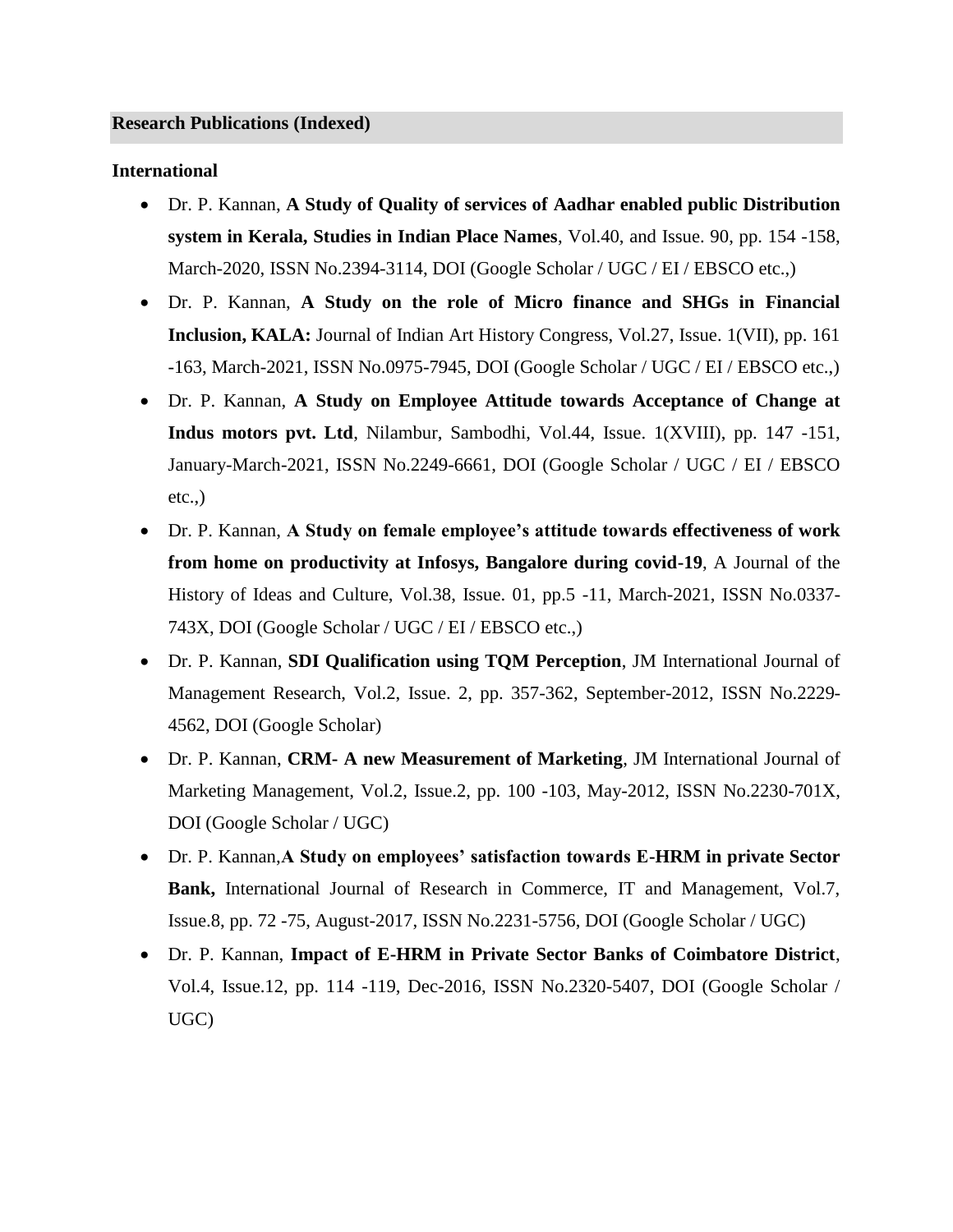## Research Publications (Indexed)

**International**

- Dr. P. Kannan, **A Study of Quality of services of Aadhar enabled public Distribution system in Kerala, Studies in Indian Place Names**, Vol.40, and Issue. 90, pp. 154 -158, March-2020, ISSN No.2394-3114, DOI (Google Scholar / UGC / EI / EBSCO etc.,)
- Dr. P. Kannan, **A Study on the role of Micro finance and SHGs in Financial Inclusion, KALA:** Journal of Indian Art History Congress, Vol.27, Issue. 1(VII), pp. 161 -163, March-2021, ISSN No.0975-7945, DOI (Google Scholar / UGC / EI / EBSCO etc.,)
- Dr. P. Kannan, **A Study on Employee Attitude towards Acceptance of Change at Indus motors pvt. Ltd**, Nilambur, Sambodhi, Vol.44, Issue. 1(XVIII), pp. 147 -151, January-March-2021, ISSN No.2249-6661, DOI (Google Scholar / UGC / EI / EBSCO etc.,)
- Dr. P. Kannan, **A Study on female employee's attitude towards effectiveness of work from home on productivity at Infosys, Bangalore during covid-19**, A Journal of the History of Ideas and Culture, Vol.38, Issue. 01, pp.5 -11, March-2021, ISSN No.0337-743X, DOI (Google Scholar / UGC / EI / EBSCO etc.,)
- Dr. P. Kannan, **SDI Qualification using TQM Perception**, JM International Journal of Management Research, Vol.2, Issue. 2, pp. 357-362, September-2012, ISSN No.2229-4562, DOI (Google Scholar)
- Dr. P. Kannan, **CRM- A new Measurement of Marketing**, JM International Journal of Marketing Management, Vol.2, Issue.2, pp. 100 -103, May-2012, ISSN No.2230-701X, DOI (Google Scholar / UGC)
- Dr. P. Kannan,**A Study on employees' satisfaction towards E-HRM in private Sector Bank,** International Journal of Research in Commerce, IT and Management, Vol.7, Issue.8, pp. 72 -75, August-2017, ISSN No.2231-5756, DOI (Google Scholar / UGC)
- Dr. P. Kannan, **Impact of E-HRM in Private Sector Banks of Coimbatore District**, Vol.4, Issue.12, pp. 114 -119, Dec-2016, ISSN No.2320-5407, DOI (Google Scholar / UGC)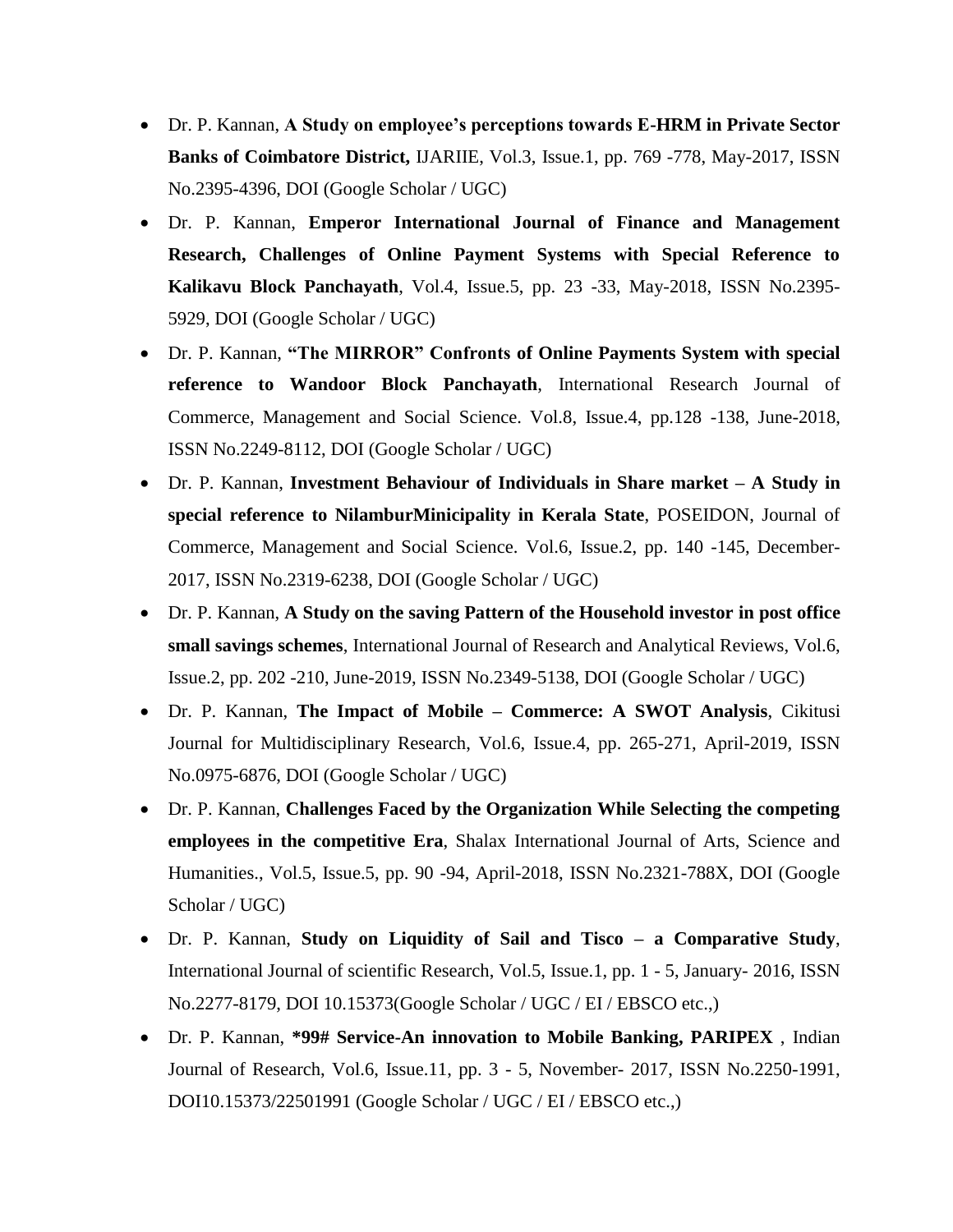- Dr. P. Kannan, **A Study on employee's perceptions towards E-HRM in Private Sector Banks of Coimbatore District,** IJARIIE, Vol.3, Issue.1, pp. 769 -778, May-2017, ISSN No.2395-4396, DOI (Google Scholar / UGC)
- Dr. P. Kannan, **Emperor International Journal of Finance and Management Research, Challenges of Online Payment Systems with Special Reference to Kalikavu Block Panchayath**, Vol.4, Issue.5, pp. 23 -33, May-2018, ISSN No.2395-5929, DOI (Google Scholar / UGC)
- Dr. P. Kannan, **"The MIRROR" Confronts of Online Payments System with special reference to Wandoor Block Panchayath**, International Research Journal of Commerce, Management and Social Science. Vol.8, Issue.4, pp.128 -138, June-2018, ISSN No.2249-8112, DOI (Google Scholar / UGC)
- Dr. P. Kannan, **Investment Behaviour of Individuals in Share market – A Study in special reference to NilamburMinicipality in Kerala State**, POSEIDON, Journal of Commerce, Management and Social Science. Vol.6, Issue.2, pp. 140 -145, December-2017, ISSN No.2319-6238, DOI (Google Scholar / UGC)
- Dr. P. Kannan, **A Study on the saving Pattern of the Household investor in post office small savings schemes**, International Journal of Research and Analytical Reviews, Vol.6, Issue.2, pp. 202 -210, June-2019, ISSN No.2349-5138, DOI (Google Scholar / UGC)
- Dr. P. Kannan, **The Impact of Mobile – Commerce: A SWOT Analysis**, Cikitusi Journal for Multidisciplinary Research, Vol.6, Issue.4, pp. 265-271, April-2019, ISSN No.0975-6876, DOI (Google Scholar / UGC)
- Dr. P. Kannan, **Challenges Faced by the Organization While Selecting the competing employees in the competitive Era**, Shalax International Journal of Arts, Science and Humanities., Vol.5, Issue.5, pp. 90 -94, April-2018, ISSN No.2321-788X, DOI (Google Scholar / UGC)
- Dr. P. Kannan, **Study on Liquidity of Sail and Tisco – a Comparative Study**, International Journal of scientific Research, Vol.5, Issue.1, pp. 1 - 5, January- 2016, ISSN No.2277-8179, DOI 10.15373(Google Scholar / UGC / EI / EBSCO etc.,)
- Dr. P. Kannan, ***99# Service-An innovation to Mobile Banking, PARIPEX** , Indian Journal of Research, Vol.6, Issue.11, pp. 3 - 5, November- 2017, ISSN No.2250-1991, DOI10.15373/22501991 (Google Scholar / UGC / EI / EBSCO etc.,)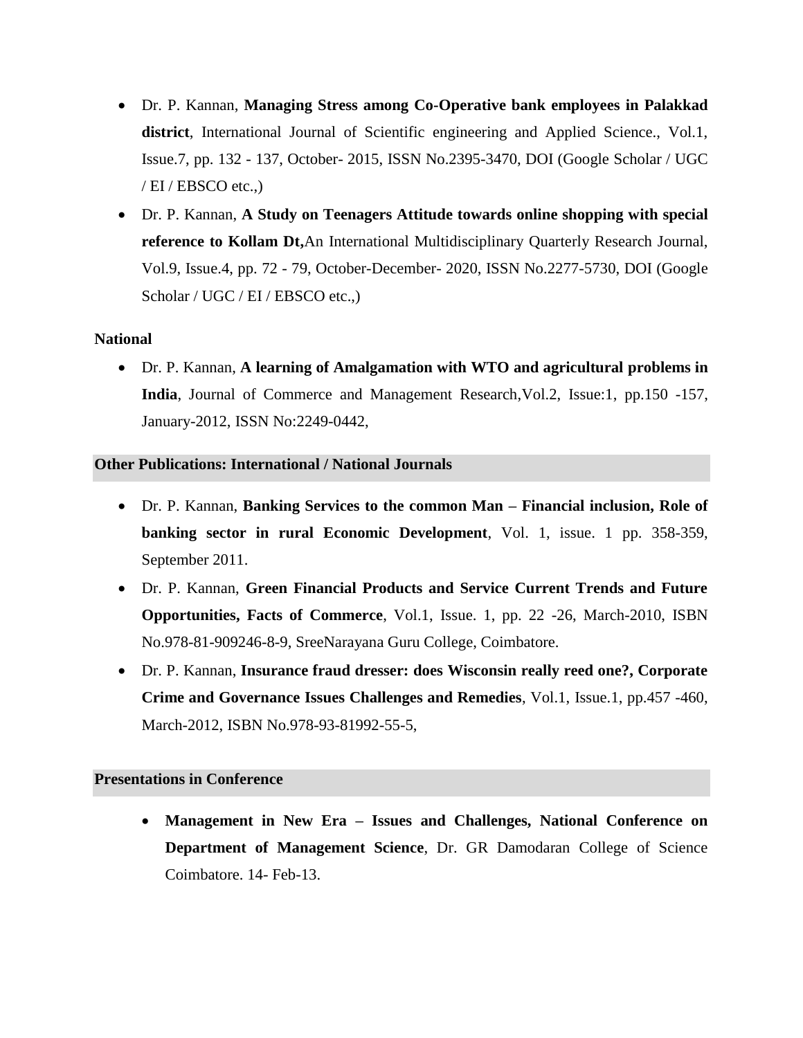- Dr. P. Kannan, **Managing Stress among Co-Operative bank employees in Palakkad district**, International Journal of Scientific engineering and Applied Science., Vol.1, Issue.7, pp. 132 - 137, October- 2015, ISSN No.2395-3470, DOI (Google Scholar / UGC / EI / EBSCO etc.,)
- Dr. P. Kannan, **A Study on Teenagers Attitude towards online shopping with special reference to Kollam Dt,**An International Multidisciplinary Quarterly Research Journal, Vol.9, Issue.4, pp. 72 - 79, October-December- 2020, ISSN No.2277-5730, DOI (Google Scholar / UGC / EI / EBSCO etc.,)

**National**

- Dr. P. Kannan, **A learning of Amalgamation with WTO and agricultural problems in India**, Journal of Commerce and Management Research,Vol.2, Issue:1, pp.150 -157, January-2012, ISSN No:2249-0442,

**Other Publications: International / National Journals**

- Dr. P. Kannan, **Banking Services to the common Man – Financial inclusion, Role of banking sector in rural Economic Development**, Vol. 1, issue. 1 pp. 358-359, September 2011.
- Dr. P. Kannan, **Green Financial Products and Service Current Trends and Future Opportunities, Facts of Commerce**, Vol.1, Issue. 1, pp. 22 -26, March-2010, ISBN No.978-81-909246-8-9, SreeNarayana Guru College, Coimbatore.
- Dr. P. Kannan, **Insurance fraud dresser: does Wisconsin really reed one?, Corporate Crime and Governance Issues Challenges and Remedies**, Vol.1, Issue.1, pp.457 -460, March-2012, ISBN No.978-93-81992-55-5,

**Presentations in Conference**

- **Management in New Era – Issues and Challenges, National Conference on Department of Management Science**, Dr. GR Damodaran College of Science Coimbatore. 14- Feb-13.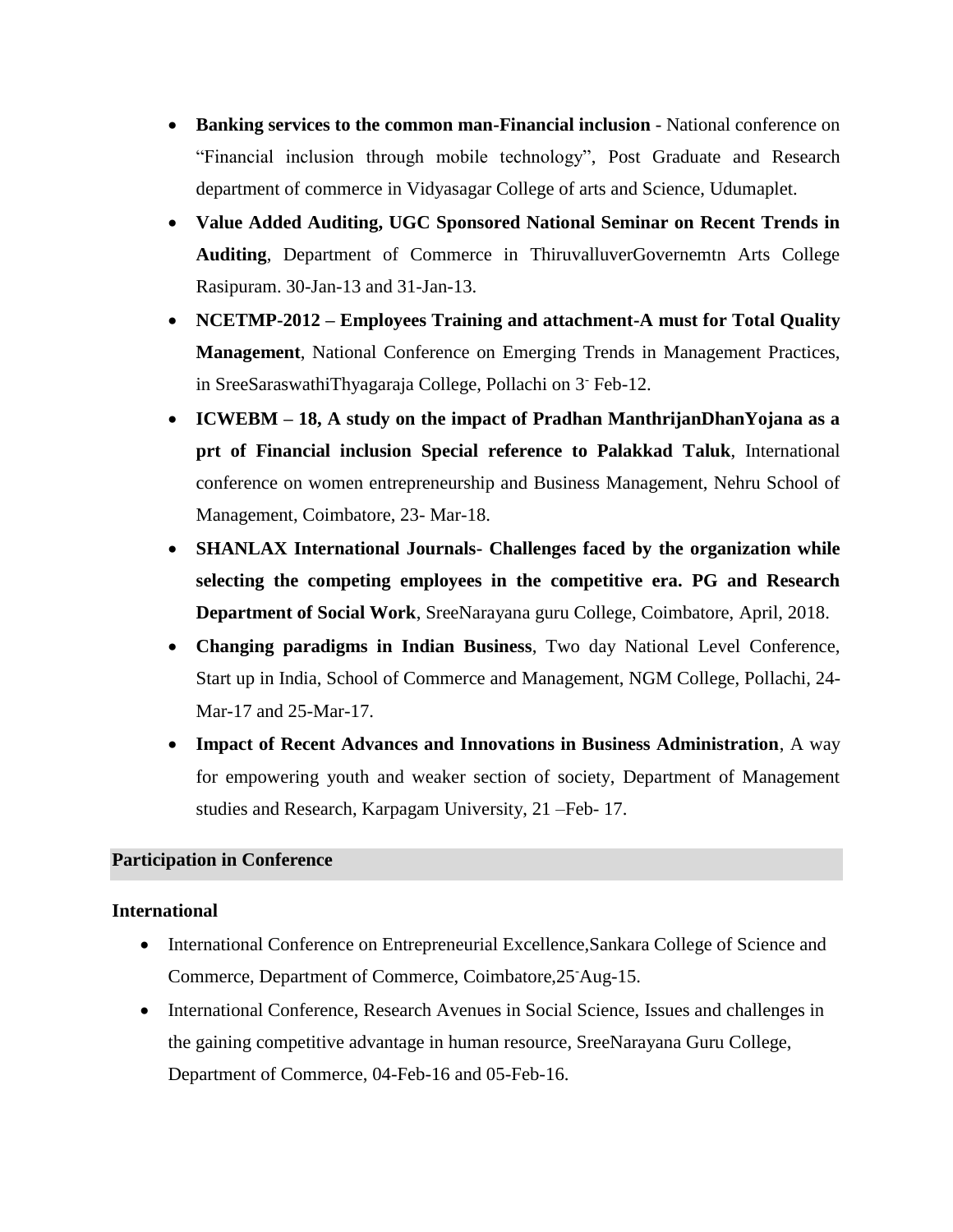- **Banking services to the common man-Financial inclusion** - National conference on “Financial inclusion through mobile technology”, Post Graduate and Research department of commerce in Vidyasagar College of arts and Science, Udumaplet.
- **Value Added Auditing, UGC Sponsored National Seminar on Recent Trends in Auditing**, Department of Commerce in ThiruvalluverGovernemtn Arts College Rasipuram. 30-Jan-13 and 31-Jan-13.
- **NCETMP-2012 – Employees Training and attachment-A must for Total Quality Management**, National Conference on Emerging Trends in Management Practices, in SreeSaraswathiThyagaraja College, Pollachi on 3- Feb-12.
- **ICWEBM – 18, A study on the impact of Pradhan ManthrijanDhanYojana as a prt of Financial inclusion Special reference to Palakkad Taluk**, International conference on women entrepreneurship and Business Management, Nehru School of Management, Coimbatore, 23- Mar-18.
- **SHANLAX International Journals- Challenges faced by the organization while selecting the competing employees in the competitive era. PG and Research Department of Social Work**, SreeNarayana guru College, Coimbatore, April, 2018.
- **Changing paradigms in Indian Business**, Two day National Level Conference, Start up in India, School of Commerce and Management, NGM College, Pollachi, 24-Mar-17 and 25-Mar-17.
- **Impact of Recent Advances and Innovations in Business Administration**, A way for empowering youth and weaker section of society, Department of Management studies and Research, Karpagam University, 21 –Feb- 17.

## Participation in Conference

### International

- International Conference on Entrepreneurial Excellence,Sankara College of Science and Commerce, Department of Commerce, Coimbatore,25-Aug-15.
- International Conference, Research Avenues in Social Science, Issues and challenges in the gaining competitive advantage in human resource, SreeNarayana Guru College, Department of Commerce, 04-Feb-16 and 05-Feb-16.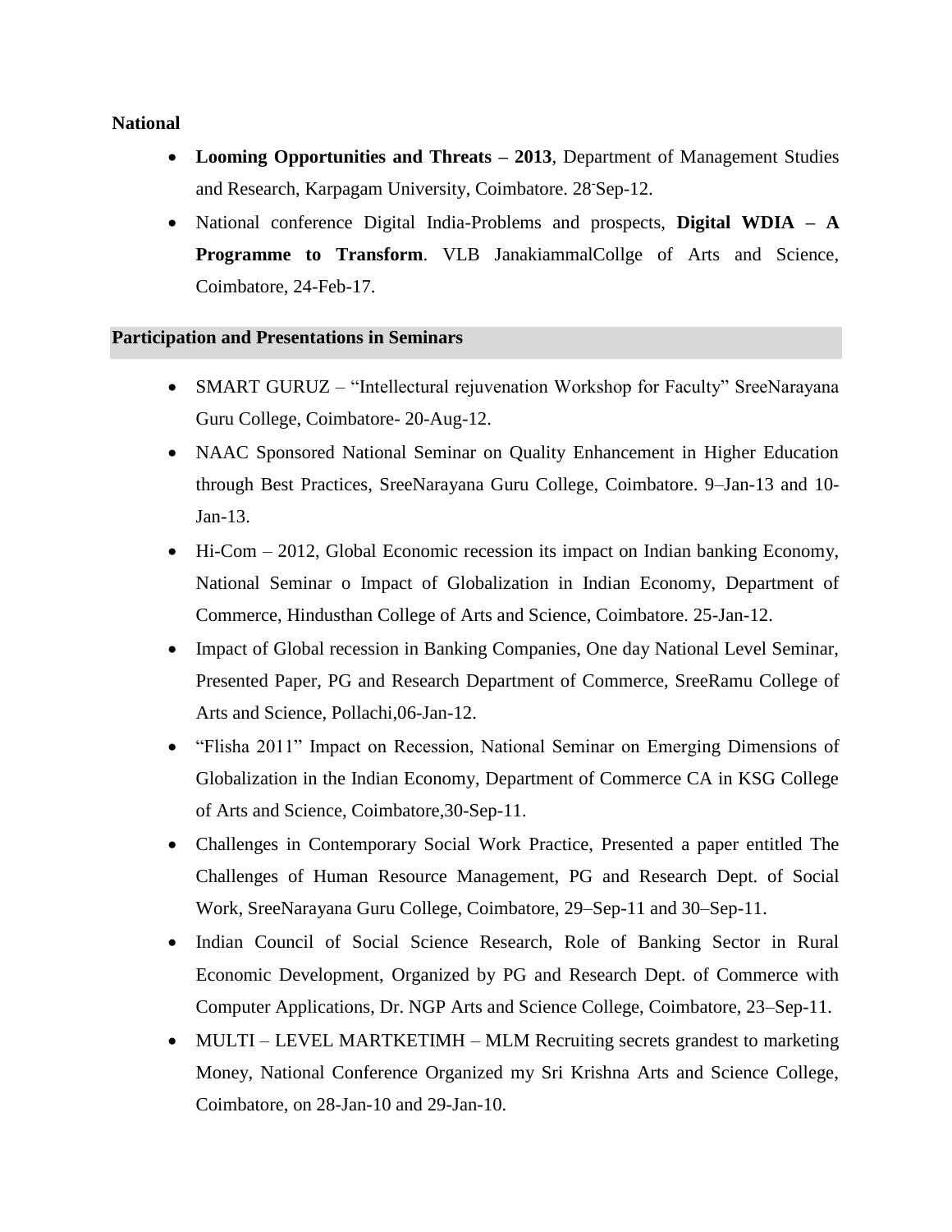**National**

- **Looming Opportunities and Threats – 2013**, Department of Management Studies and Research, Karpagam University, Coimbatore. 28-Sep-12.
- National conference Digital India-Problems and prospects, **Digital WDIA – A Programme to Transform**. VLB JanakiammalCollge of Arts and Science, Coimbatore, 24-Feb-17.

## Participation and Presentations in Seminars

- SMART GURUZ – "Intellectural rejuvenation Workshop for Faculty" SreeNarayana Guru College, Coimbatore- 20-Aug-12.
- NAAC Sponsored National Seminar on Quality Enhancement in Higher Education through Best Practices, SreeNarayana Guru College, Coimbatore. 9–Jan-13 and 10-Jan-13.
- Hi-Com – 2012, Global Economic recession its impact on Indian banking Economy, National Seminar o Impact of Globalization in Indian Economy, Department of Commerce, Hindusthan College of Arts and Science, Coimbatore. 25-Jan-12.
- Impact of Global recession in Banking Companies, One day National Level Seminar, Presented Paper, PG and Research Department of Commerce, SreeRamu College of Arts and Science, Pollachi,06-Jan-12.
- "Flisha 2011" Impact on Recession, National Seminar on Emerging Dimensions of Globalization in the Indian Economy, Department of Commerce CA in KSG College of Arts and Science, Coimbatore,30-Sep-11.
- Challenges in Contemporary Social Work Practice, Presented a paper entitled The Challenges of Human Resource Management, PG and Research Dept. of Social Work, SreeNarayana Guru College, Coimbatore, 29–Sep-11 and 30–Sep-11.
- Indian Council of Social Science Research, Role of Banking Sector in Rural Economic Development, Organized by PG and Research Dept. of Commerce with Computer Applications, Dr. NGP Arts and Science College, Coimbatore, 23–Sep-11.
- MULTI – LEVEL MARTKETIMH – MLM Recruiting secrets grandest to marketing Money, National Conference Organized my Sri Krishna Arts and Science College, Coimbatore, on 28-Jan-10 and 29-Jan-10.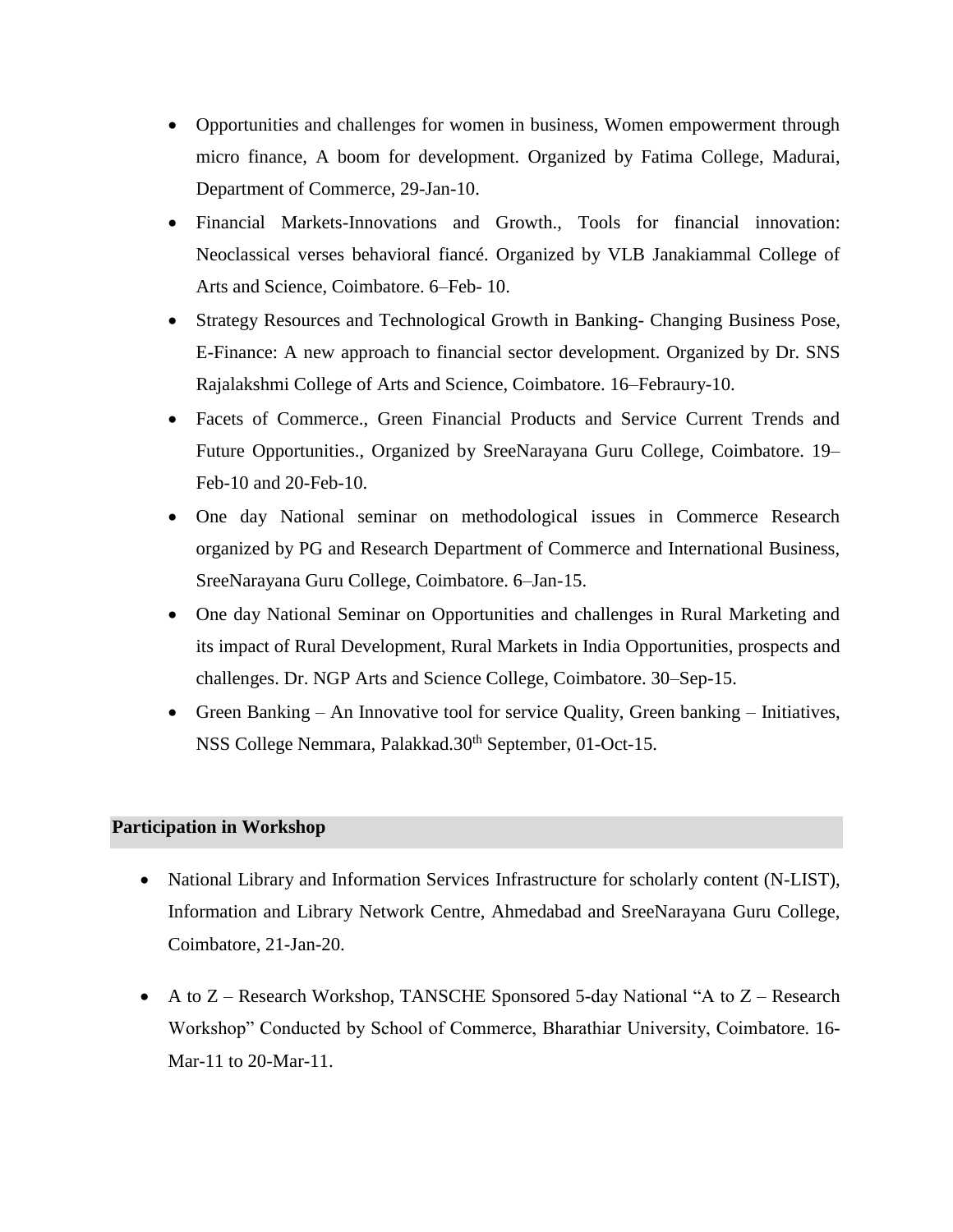- Opportunities and challenges for women in business, Women empowerment through micro finance, A boom for development. Organized by Fatima College, Madurai, Department of Commerce, 29-Jan-10.
- Financial Markets-Innovations and Growth., Tools for financial innovation: Neoclassical verses behavioral fiancé. Organized by VLB Janakiammal College of Arts and Science, Coimbatore. 6–Feb- 10.
- Strategy Resources and Technological Growth in Banking- Changing Business Pose, E-Finance: A new approach to financial sector development. Organized by Dr. SNS Rajalakshmi College of Arts and Science, Coimbatore. 16–Febraury-10.
- Facets of Commerce., Green Financial Products and Service Current Trends and Future Opportunities., Organized by SreeNarayana Guru College, Coimbatore. 19–Feb-10 and 20-Feb-10.
- One day National seminar on methodological issues in Commerce Research organized by PG and Research Department of Commerce and International Business, SreeNarayana Guru College, Coimbatore. 6–Jan-15.
- One day National Seminar on Opportunities and challenges in Rural Marketing and its impact of Rural Development, Rural Markets in India Opportunities, prospects and challenges. Dr. NGP Arts and Science College, Coimbatore. 30–Sep-15.
- Green Banking – An Innovative tool for service Quality, Green banking – Initiatives, NSS College Nemmara, Palakkad.30th September, 01-Oct-15.

## Participation in Workshop

- National Library and Information Services Infrastructure for scholarly content (N-LIST), Information and Library Network Centre, Ahmedabad and SreeNarayana Guru College, Coimbatore, 21-Jan-20.
- A to Z – Research Workshop, TANSCHE Sponsored 5-day National “A to Z – Research Workshop” Conducted by School of Commerce, Bharathiar University, Coimbatore. 16-Mar-11 to 20-Mar-11.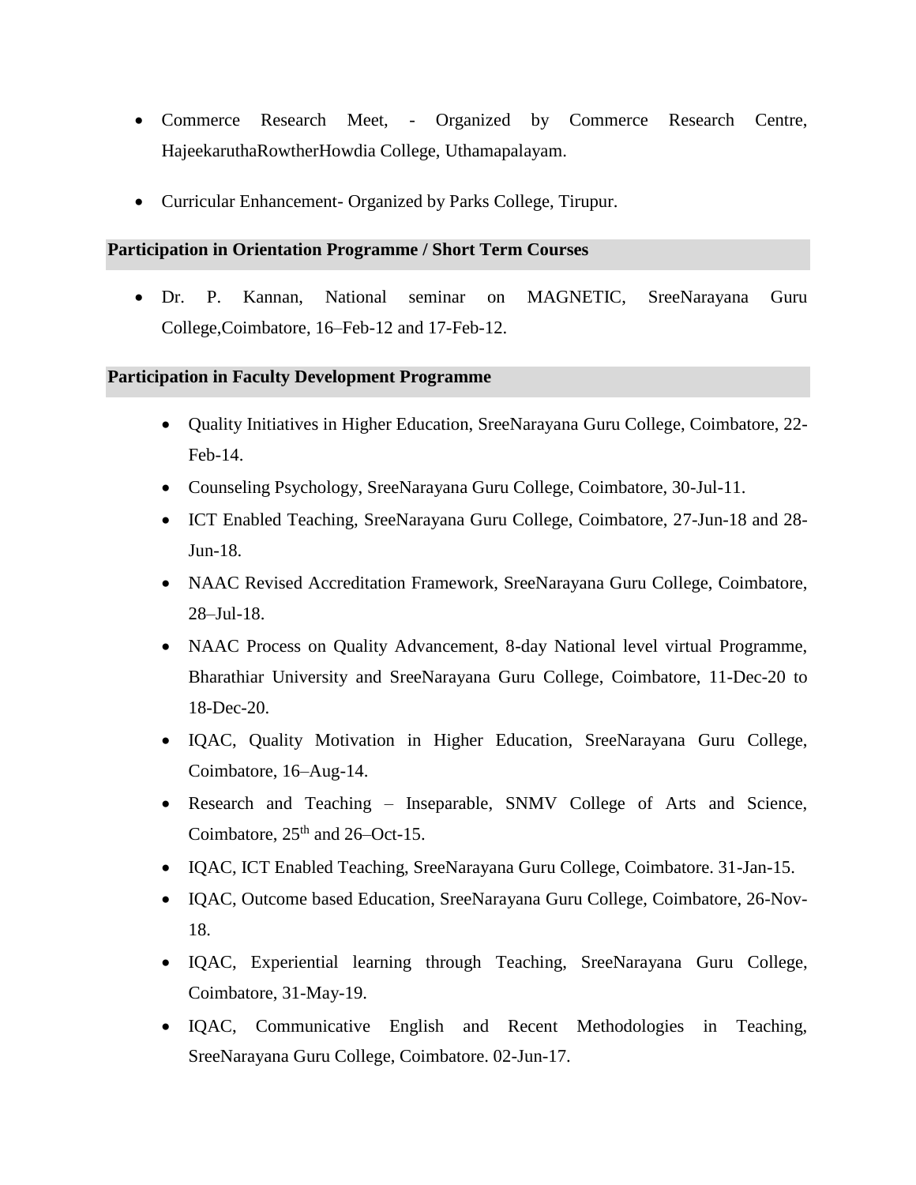- Commerce Research Meet, - Organized by Commerce Research Centre, HajeekaruthaRowtherHowdia College, Uthamapalayam.
- Curricular Enhancement- Organized by Parks College, Tirupur.

## Participation in Orientation Programme / Short Term Courses

- Dr. P. Kannan, National seminar on MAGNETIC, SreeNarayana Guru College,Coimbatore, 16–Feb-12 and 17-Feb-12.

## Participation in Faculty Development Programme

- Quality Initiatives in Higher Education, SreeNarayana Guru College, Coimbatore, 22-Feb-14.
- Counseling Psychology, SreeNarayana Guru College, Coimbatore, 30-Jul-11.
- ICT Enabled Teaching, SreeNarayana Guru College, Coimbatore, 27-Jun-18 and 28-Jun-18.
- NAAC Revised Accreditation Framework, SreeNarayana Guru College, Coimbatore, 28–Jul-18.
- NAAC Process on Quality Advancement, 8-day National level virtual Programme, Bharathiar University and SreeNarayana Guru College, Coimbatore, 11-Dec-20 to 18-Dec-20.
- IQAC, Quality Motivation in Higher Education, SreeNarayana Guru College, Coimbatore, 16–Aug-14.
- Research and Teaching – Inseparable, SNMV College of Arts and Science, Coimbatore, 25th and 26–Oct-15.
- IQAC, ICT Enabled Teaching, SreeNarayana Guru College, Coimbatore. 31-Jan-15.
- IQAC, Outcome based Education, SreeNarayana Guru College, Coimbatore, 26-Nov-18.
- IQAC, Experiential learning through Teaching, SreeNarayana Guru College, Coimbatore, 31-May-19.
- IQAC, Communicative English and Recent Methodologies in Teaching, SreeNarayana Guru College, Coimbatore. 02-Jun-17.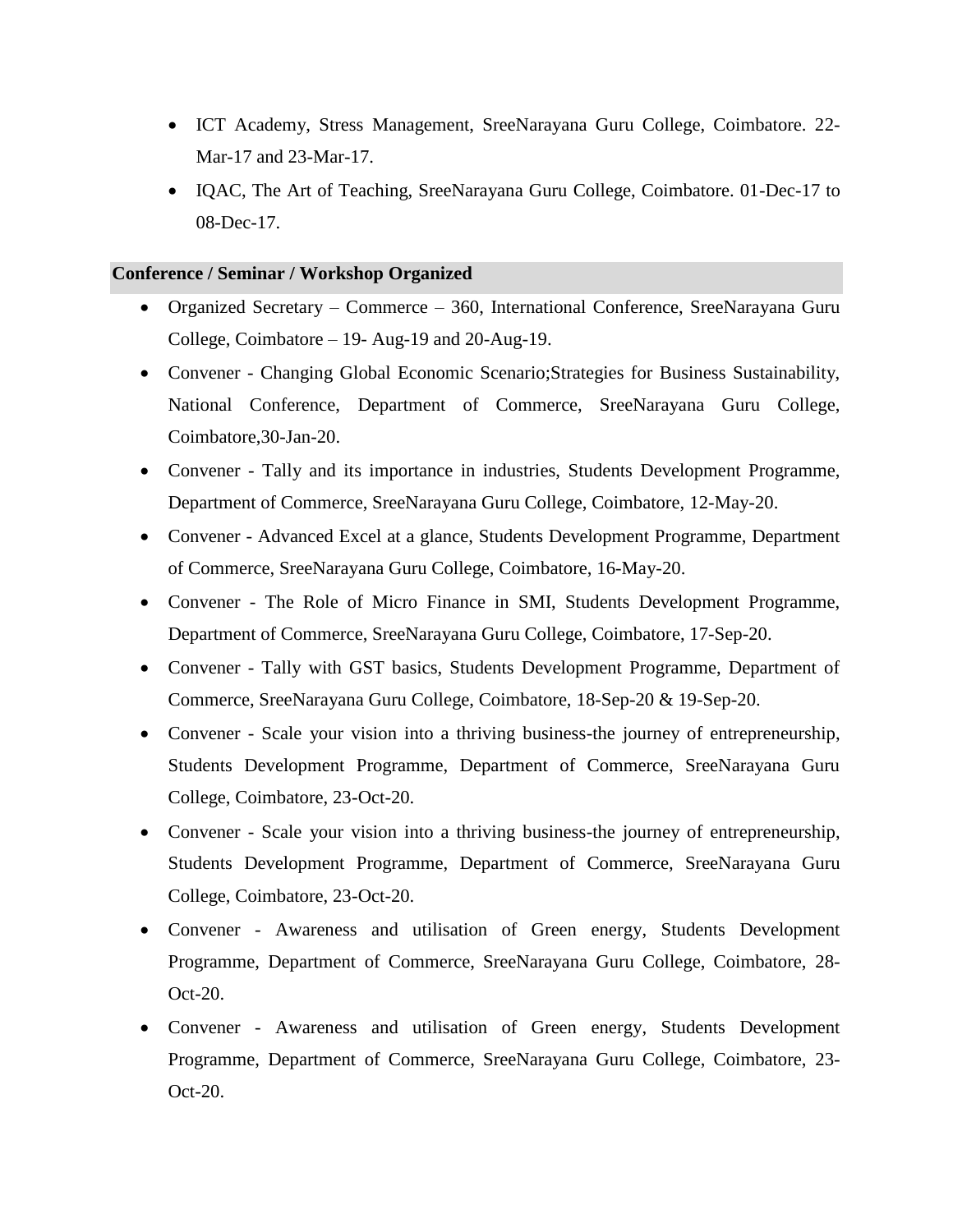- ICT Academy, Stress Management, SreeNarayana Guru College, Coimbatore. 22-Mar-17 and 23-Mar-17.
- IQAC, The Art of Teaching, SreeNarayana Guru College, Coimbatore. 01-Dec-17 to 08-Dec-17.

**Conference / Seminar / Workshop Organized**

- Organized Secretary – Commerce – 360, International Conference, SreeNarayana Guru College, Coimbatore – 19- Aug-19 and 20-Aug-19.
- Convener - Changing Global Economic Scenario;Strategies for Business Sustainability, National Conference, Department of Commerce, SreeNarayana Guru College, Coimbatore,30-Jan-20.
- Convener - Tally and its importance in industries, Students Development Programme, Department of Commerce, SreeNarayana Guru College, Coimbatore, 12-May-20.
- Convener - Advanced Excel at a glance, Students Development Programme, Department of Commerce, SreeNarayana Guru College, Coimbatore, 16-May-20.
- Convener - The Role of Micro Finance in SMI, Students Development Programme, Department of Commerce, SreeNarayana Guru College, Coimbatore, 17-Sep-20.
- Convener - Tally with GST basics, Students Development Programme, Department of Commerce, SreeNarayana Guru College, Coimbatore, 18-Sep-20 & 19-Sep-20.
- Convener - Scale your vision into a thriving business-the journey of entrepreneurship, Students Development Programme, Department of Commerce, SreeNarayana Guru College, Coimbatore, 23-Oct-20.
- Convener - Scale your vision into a thriving business-the journey of entrepreneurship, Students Development Programme, Department of Commerce, SreeNarayana Guru College, Coimbatore, 23-Oct-20.
- Convener - Awareness and utilisation of Green energy, Students Development Programme, Department of Commerce, SreeNarayana Guru College, Coimbatore, 28-Oct-20.
- Convener - Awareness and utilisation of Green energy, Students Development Programme, Department of Commerce, SreeNarayana Guru College, Coimbatore, 23-Oct-20.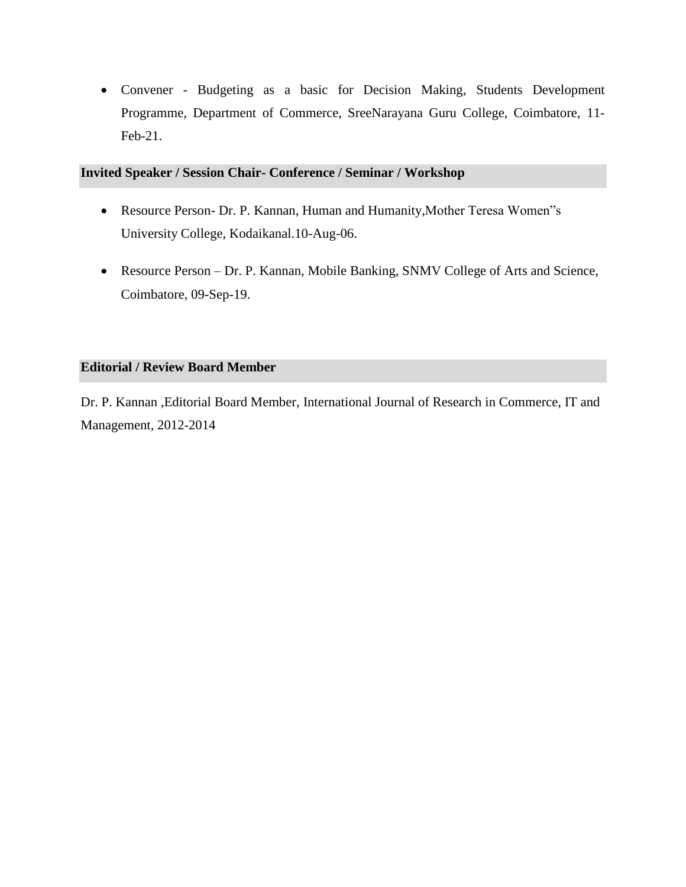- Convener - Budgeting as a basic for Decision Making, Students Development Programme, Department of Commerce, SreeNarayana Guru College, Coimbatore, 11-Feb-21.

## Invited Speaker / Session Chair- Conference / Seminar / Workshop

- Resource Person- Dr. P. Kannan, Human and Humanity,Mother Teresa Women"s University College, Kodaikanal.10-Aug-06.
- Resource Person – Dr. P. Kannan, Mobile Banking, SNMV College of Arts and Science, Coimbatore, 09-Sep-19.

## Editorial / Review Board Member

Dr. P. Kannan ,Editorial Board Member, International Journal of Research in Commerce, IT and Management, 2012-2014